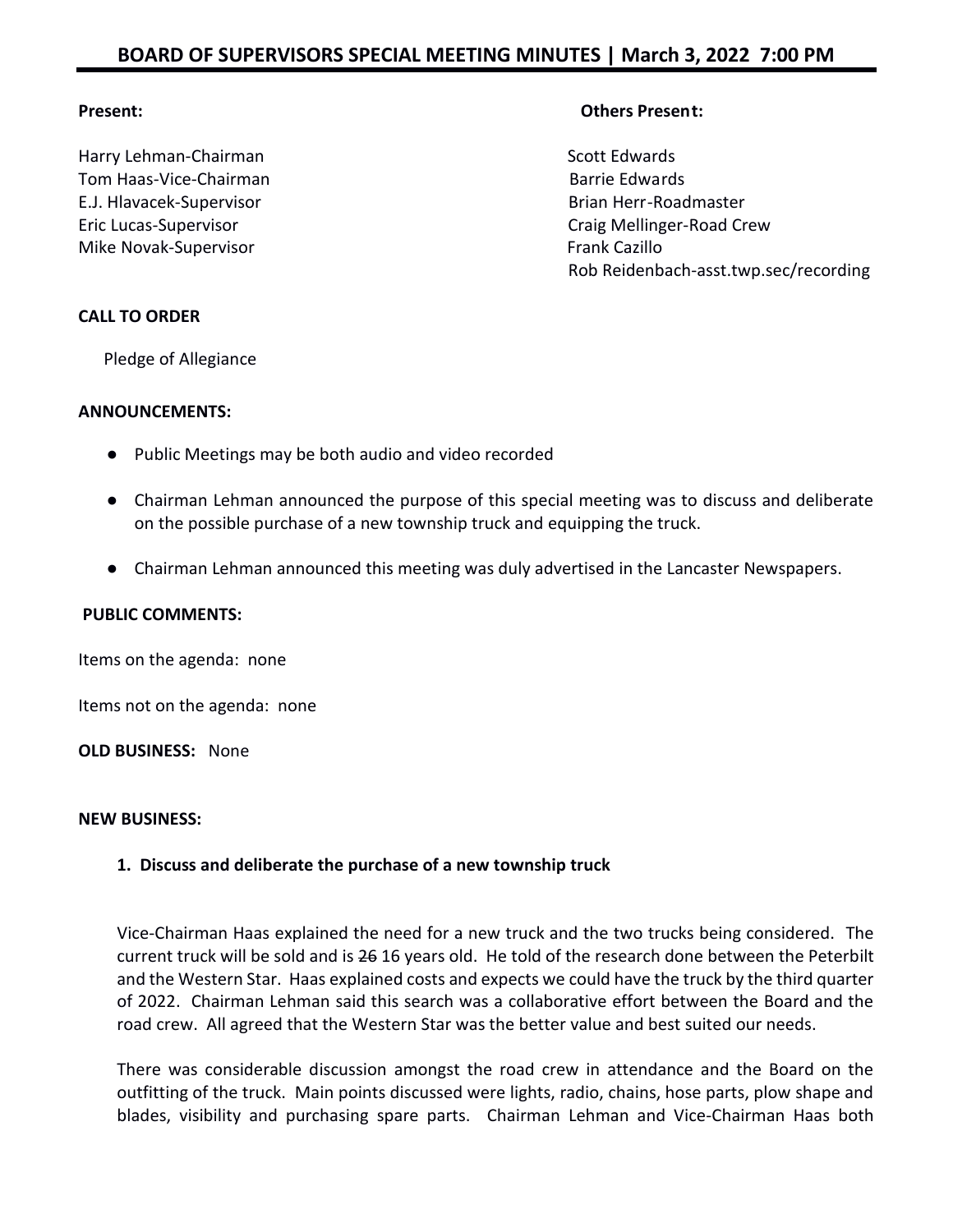## BOARD OF SUPERVISORS SPECIAL MEETING MINUTES | March 3, 2022 7:00 PM

**Present:**

Harry Lehman-Chairman
Tom Haas-Vice-Chairman
E.J. Hlavacek-Supervisor
Eric Lucas-Supervisor
Mike Novak-Supervisor

**Others Present:**

Scott Edwards
Barrie Edwards
Brian Herr-Roadmaster
Craig Mellinger-Road Crew
Frank Cazillo
Rob Reidenbach-asst.twp.sec/recording

**CALL TO ORDER**

Pledge of Allegiance

**ANNOUNCEMENTS:**

- Public Meetings may be both audio and video recorded
- Chairman Lehman announced the purpose of this special meeting was to discuss and deliberate on the possible purchase of a new township truck and equipping the truck.
- Chairman Lehman announced this meeting was duly advertised in the Lancaster Newspapers.

**PUBLIC COMMENTS:**

Items on the agenda: none

Items not on the agenda: none

**OLD BUSINESS:** None

**NEW BUSINESS:**

**1. Discuss and deliberate the purchase of a new township truck**

Vice-Chairman Haas explained the need for a new truck and the two trucks being considered. The current truck will be sold and is ~~26~~ 16 years old. He told of the research done between the Peterbilt and the Western Star. Haas explained costs and expects we could have the truck by the third quarter of 2022. Chairman Lehman said this search was a collaborative effort between the Board and the road crew. All agreed that the Western Star was the better value and best suited our needs.

There was considerable discussion amongst the road crew in attendance and the Board on the outfitting of the truck. Main points discussed were lights, radio, chains, hose parts, plow shape and blades, visibility and purchasing spare parts. Chairman Lehman and Vice-Chairman Haas both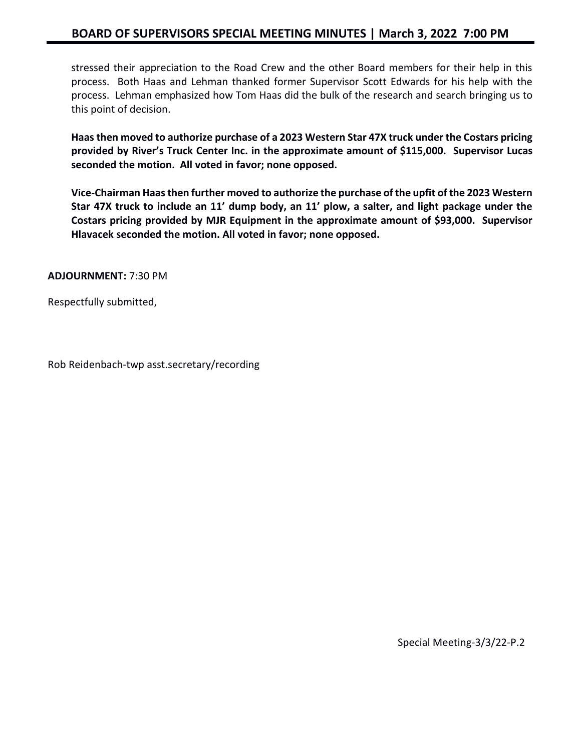stressed their appreciation to the Road Crew and the other Board members for their help in this process. Both Haas and Lehman thanked former Supervisor Scott Edwards for his help with the process. Lehman emphasized how Tom Haas did the bulk of the research and search bringing us to this point of decision.

**Haas then moved to authorize purchase of a 2023 Western Star 47X truck under the Costars pricing provided by River's Truck Center Inc. in the approximate amount of $115,000. Supervisor Lucas seconded the motion. All voted in favor; none opposed.**

**Vice-Chairman Haas then further moved to authorize the purchase of the upfit of the 2023 Western Star 47X truck to include an 11' dump body, an 11' plow, a salter, and light package under the Costars pricing provided by MJR Equipment in the approximate amount of $93,000. Supervisor Hlavacek seconded the motion. All voted in favor; none opposed.**

**ADJOURNMENT:** 7:30 PM

Respectfully submitted,

Rob Reidenbach-twp asst.secretary/recording